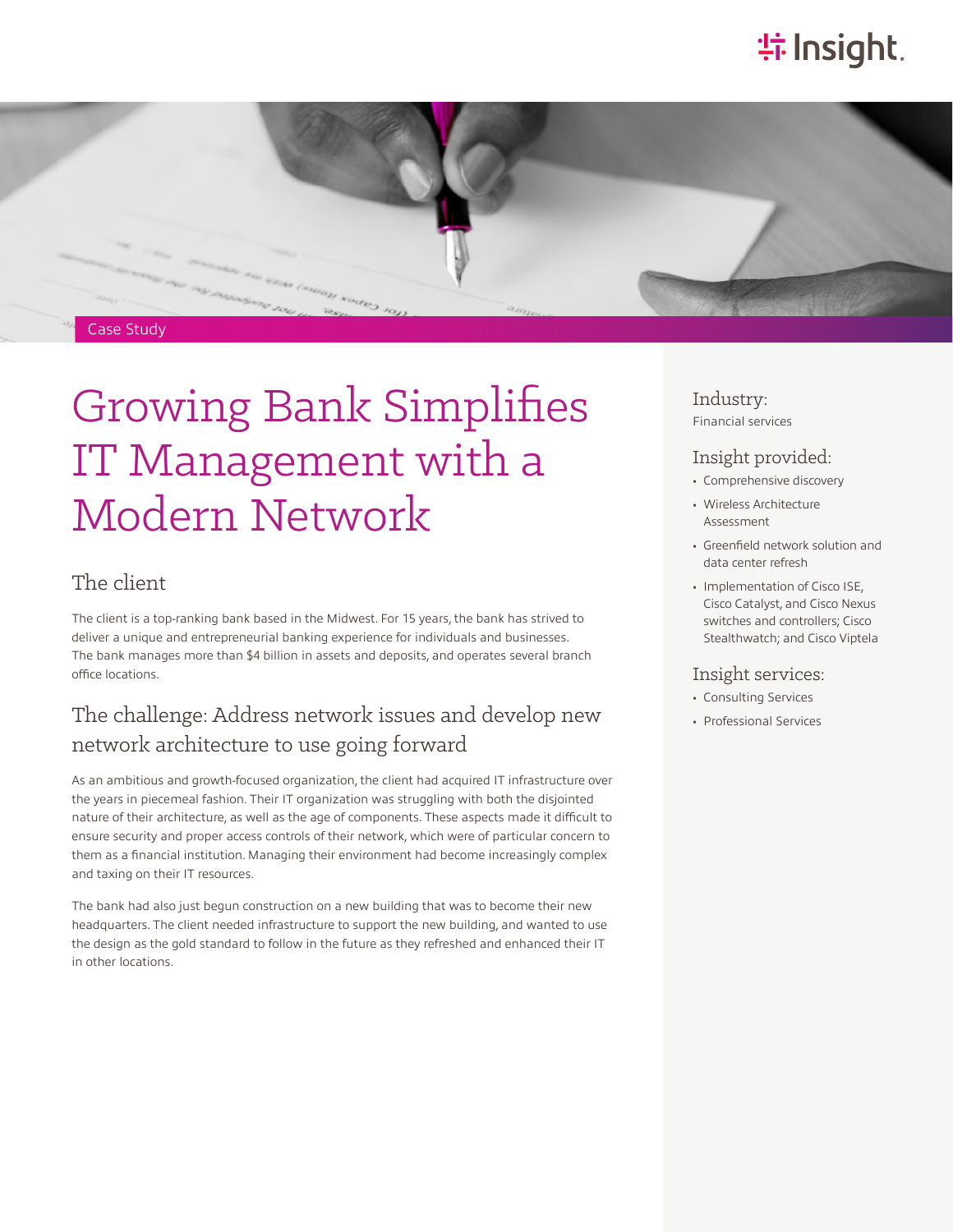Case Study

# Growing Bank Simplifies IT Management with a Modern Network

## The client

The client is a top-ranking bank based in the Midwest. For 15 years, the bank has strived to deliver a unique and entrepreneurial banking experience for individuals and businesses. The bank manages more than $4 billion in assets and deposits, and operates several branch office locations.

## The challenge: Address network issues and develop new network architecture to use going forward

As an ambitious and growth-focused organization, the client had acquired IT infrastructure over the years in piecemeal fashion. Their IT organization was struggling with both the disjointed nature of their architecture, as well as the age of components. These aspects made it difficult to ensure security and proper access controls of their network, which were of particular concern to them as a financial institution. Managing their environment had become increasingly complex and taxing on their IT resources.

The bank had also just begun construction on a new building that was to become their new headquarters. The client needed infrastructure to support the new building, and wanted to use the design as the gold standard to follow in the future as they refreshed and enhanced their IT in other locations.

### Industry:

Financial services

### Insight provided:

- Comprehensive discovery
- Wireless Architecture Assessment
- Greenfield network solution and data center refresh
- Implementation of Cisco ISE, Cisco Catalyst, and Cisco Nexus switches and controllers; Cisco Stealthwatch; and Cisco Viptela

### Insight services:

- Consulting Services
- Professional Services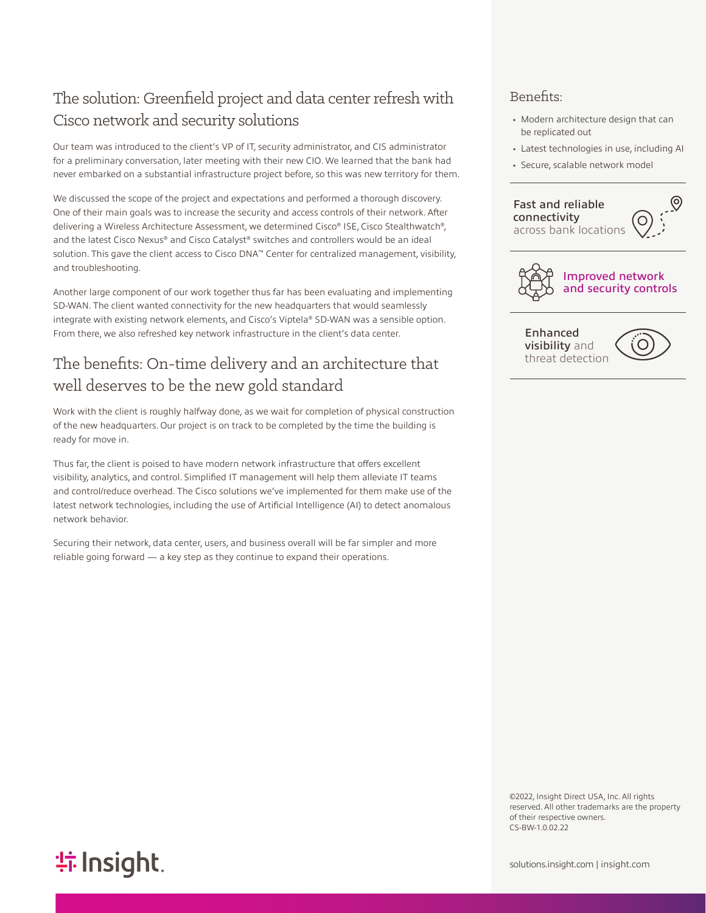## The solution: Greenfield project and data center refresh with Cisco network and security solutions

Our team was introduced to the client's VP of IT, security administrator, and CIS administrator for a preliminary conversation, later meeting with their new CIO. We learned that the bank had never embarked on a substantial infrastructure project before, so this was new territory for them.

We discussed the scope of the project and expectations and performed a thorough discovery. One of their main goals was to increase the security and access controls of their network. After delivering a Wireless Architecture Assessment, we determined Cisco® ISE, Cisco Stealthwatch®, and the latest Cisco Nexus® and Cisco Catalyst® switches and controllers would be an ideal solution. This gave the client access to Cisco DNA™ Center for centralized management, visibility, and troubleshooting.

Another large component of our work together thus far has been evaluating and implementing SD-WAN. The client wanted connectivity for the new headquarters that would seamlessly integrate with existing network elements, and Cisco's Viptela® SD-WAN was a sensible option. From there, we also refreshed key network infrastructure in the client's data center.

## The benefits: On-time delivery and an architecture that well deserves to be the new gold standard

Work with the client is roughly halfway done, as we wait for completion of physical construction of the new headquarters. Our project is on track to be completed by the time the building is ready for move in.

Thus far, the client is poised to have modern network infrastructure that offers excellent visibility, analytics, and control. Simplified IT management will help them alleviate IT teams and control/reduce overhead. The Cisco solutions we've implemented for them make use of the latest network technologies, including the use of Artificial Intelligence (AI) to detect anomalous network behavior.

Securing their network, data center, users, and business overall will be far simpler and more reliable going forward — a key step as they continue to expand their operations.

### Benefits:

- Modern architecture design that can be replicated out
- Latest technologies in use, including AI
- Secure, scalable network model

**Fast and reliable connectivity** across bank locations

**Improved network and security controls**

**Enhanced visibility** and threat detection

©2022, Insight Direct USA, Inc. All rights reserved. All other trademarks are the property of their respective owners.
CS-BW-1.0.02.22

Insight.

solutions.insight.com | insight.com